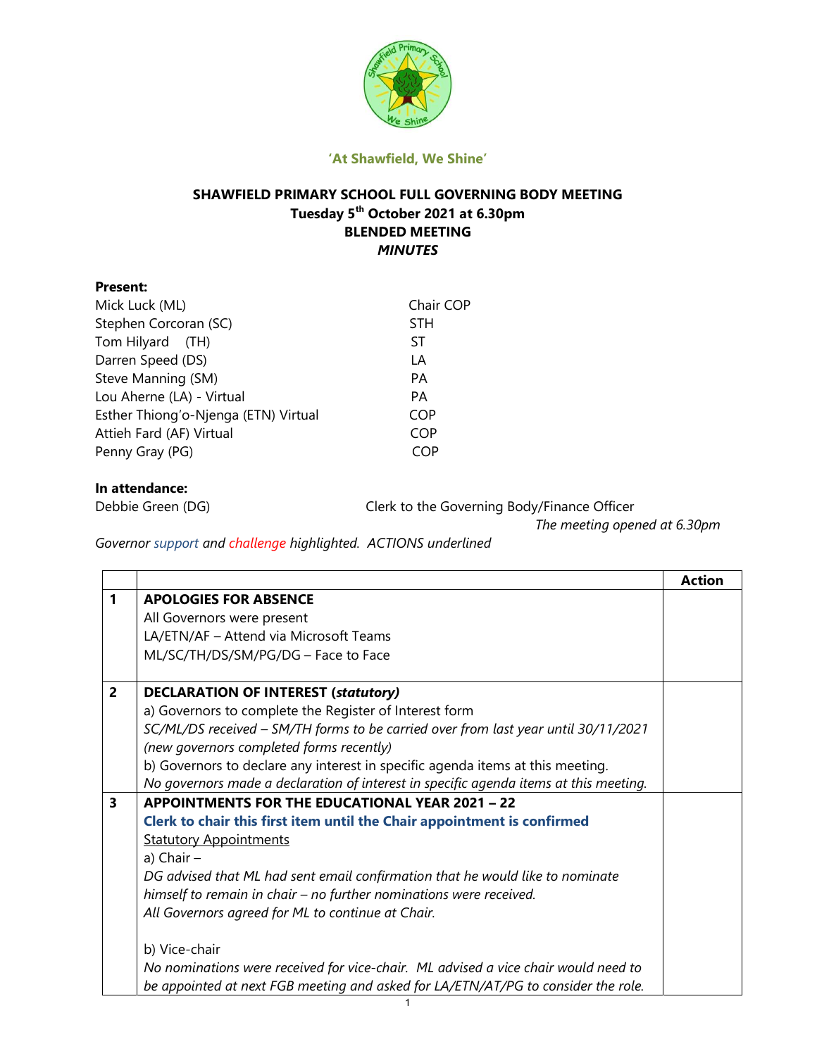'At Shawfield, We Shine'

# SHAWFIELD PRIMARY SCHOOL FULL GOVERNING BODY MEETING
## Tuesday 5th October 2021 at 6.30pm
## BLENDED MEETING
***MINUTES***

**Present:**

| | |
|---|---|
| Mick Luck (ML) | Chair COP |
| Stephen Corcoran (SC) | STH |
| Tom Hilyard (TH) | ST |
| Darren Speed (DS) | LA |
| Steve Manning (SM) | PA |
| Lou Aherne (LA) - Virtual | PA |
| Esther Thiong'o-Njenga (ETN) Virtual | COP |
| Attieh Fard (AF) Virtual | COP |
| Penny Gray (PG) | COP |

**In attendance:**

Debbie Green (DG) — Clerk to the Governing Body/Finance Officer

*The meeting opened at 6.30pm*

*Governor support and challenge highlighted. ACTIONS underlined*

| | | Action |
|---|---|---|
| **1** | **APOLOGIES FOR ABSENCE**<br>All Governors were present<br>LA/ETN/AF – Attend via Microsoft Teams<br>ML/SC/TH/DS/SM/PG/DG – Face to Face | |
| **2** | **DECLARATION OF INTEREST (*statutory)***<br>a) Governors to complete the Register of Interest form<br>*SC/ML/DS received – SM/TH forms to be carried over from last year until 30/11/2021 (new governors completed forms recently)*<br>b) Governors to declare any interest in specific agenda items at this meeting.<br>*No governors made a declaration of interest in specific agenda items at this meeting.* | |
| **3** | **APPOINTMENTS FOR THE EDUCATIONAL YEAR 2021 – 22**<br>**Clerk to chair this first item until the Chair appointment is confirmed**<br>Statutory Appointments<br>a) Chair –<br>*DG advised that ML had sent email confirmation that he would like to nominate himself to remain in chair – no further nominations were received.*<br>*All Governors agreed for ML to continue at Chair.*<br><br>b) Vice-chair<br>*No nominations were received for vice-chair. ML advised a vice chair would need to be appointed at next FGB meeting and asked for LA/ETN/AT/PG to consider the role.* | |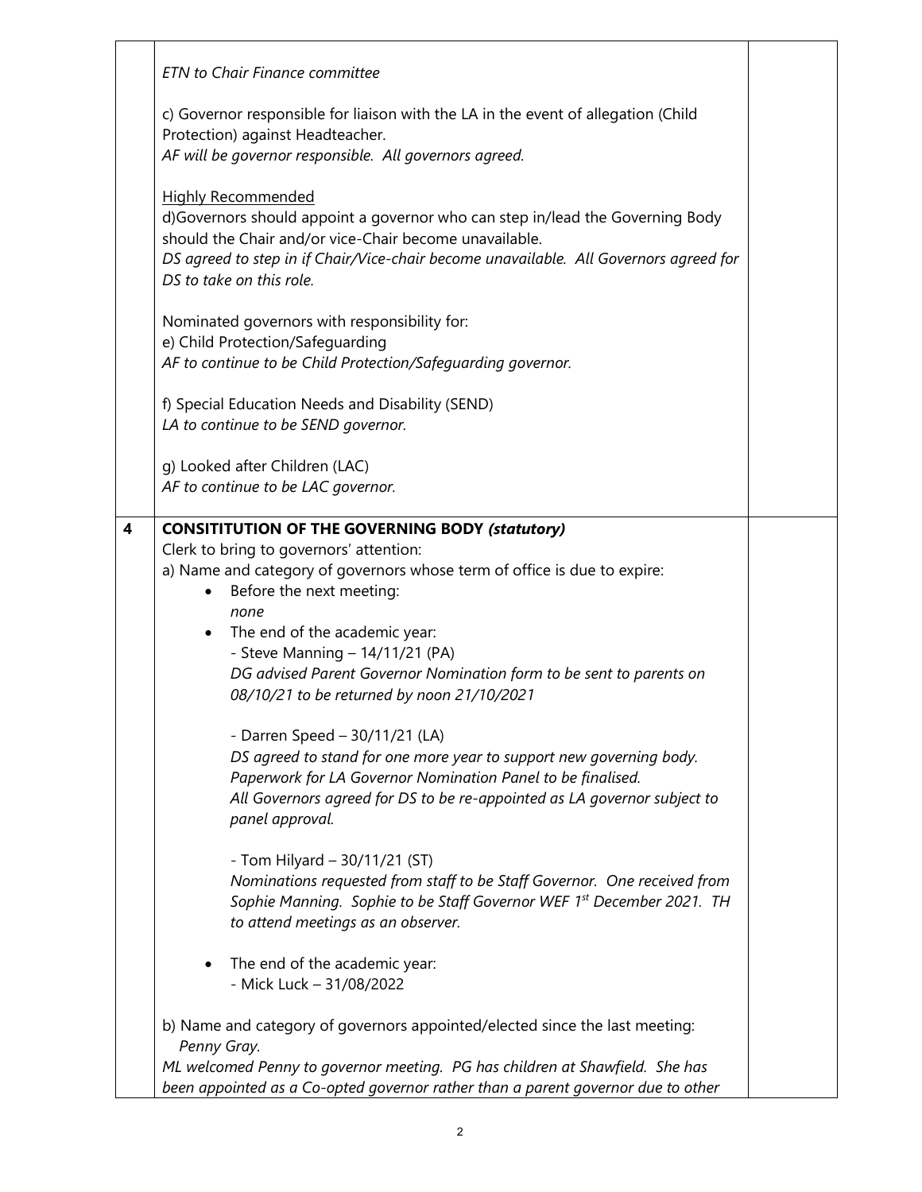| | | |
|---|---|---|
| | *ETN to Chair Finance committee*<br><br>c) Governor responsible for liaison with the LA in the event of allegation (Child Protection) against Headteacher.<br>*AF will be governor responsible. All governors agreed.*<br><br><u>Highly Recommended</u><br>d)Governors should appoint a governor who can step in/lead the Governing Body should the Chair and/or vice-Chair become unavailable.<br>*DS agreed to step in if Chair/Vice-chair become unavailable. All Governors agreed for DS to take on this role.*<br><br>Nominated governors with responsibility for:<br>e) Child Protection/Safeguarding<br>*AF to continue to be Child Protection/Safeguarding governor.*<br><br>f) Special Education Needs and Disability (SEND)<br>*LA to continue to be SEND governor.*<br><br>g) Looked after Children (LAC)<br>*AF to continue to be LAC governor.* | |
| **4** | **CONSITITUTION OF THE GOVERNING BODY *(statutory)***<br>Clerk to bring to governors' attention:<br>a) Name and category of governors whose term of office is due to expire:<br>• Before the next meeting:<br>*none*<br>• The end of the academic year:<br>- Steve Manning – 14/11/21 (PA)<br>*DG advised Parent Governor Nomination form to be sent to parents on 08/10/21 to be returned by noon 21/10/2021*<br><br>- Darren Speed – 30/11/21 (LA)<br>*DS agreed to stand for one more year to support new governing body. Paperwork for LA Governor Nomination Panel to be finalised. All Governors agreed for DS to be re-appointed as LA governor subject to panel approval.*<br><br>- Tom Hilyard – 30/11/21 (ST)<br>*Nominations requested from staff to be Staff Governor. One received from Sophie Manning. Sophie to be Staff Governor WEF 1st December 2021. TH to attend meetings as an observer.*<br><br>• The end of the academic year:<br>- Mick Luck – 31/08/2022<br><br>b) Name and category of governors appointed/elected since the last meeting:<br>*Penny Gray.*<br>*ML welcomed Penny to governor meeting. PG has children at Shawfield. She has been appointed as a Co-opted governor rather than a parent governor due to other* | |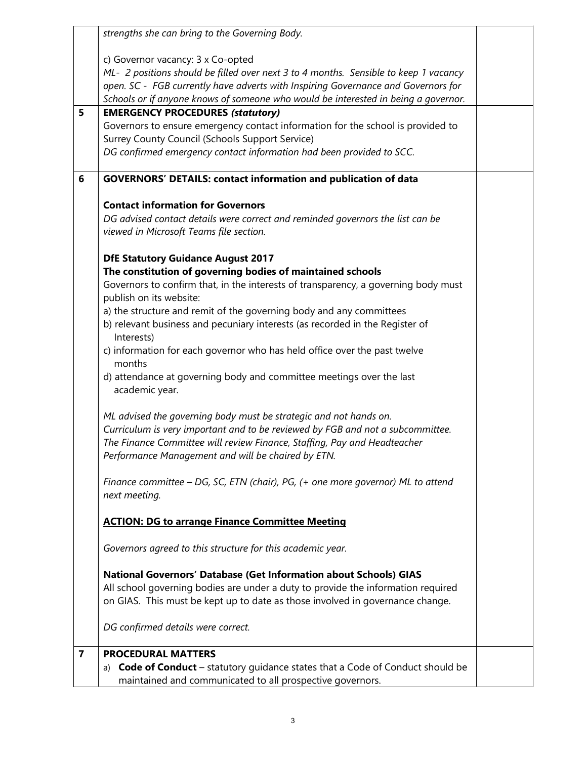| | | |
|---|---|---|
| | *strengths she can bring to the Governing Body.*<br><br>c) Governor vacancy: 3 x Co-opted<br>*ML- 2 positions should be filled over next 3 to 4 months. Sensible to keep 1 vacancy open. SC - FGB currently have adverts with Inspiring Governance and Governors for Schools or if anyone knows of someone who would be interested in being a governor.* | |
| **5** | **EMERGENCY PROCEDURES *(statutory)***<br>Governors to ensure emergency contact information for the school is provided to Surrey County Council (Schools Support Service)<br>*DG confirmed emergency contact information had been provided to SCC.* | |
| **6** | **GOVERNORS' DETAILS: contact information and publication of data**<br><br>**Contact information for Governors**<br>*DG advised contact details were correct and reminded governors the list can be viewed in Microsoft Teams file section.*<br><br>**DfE Statutory Guidance August 2017**<br>**The constitution of governing bodies of maintained schools**<br>Governors to confirm that, in the interests of transparency, a governing body must publish on its website:<br>a) the structure and remit of the governing body and any committees<br>b) relevant business and pecuniary interests (as recorded in the Register of Interests)<br>c) information for each governor who has held office over the past twelve months<br>d) attendance at governing body and committee meetings over the last academic year.<br><br>*ML advised the governing body must be strategic and not hands on. Curriculum is very important and to be reviewed by FGB and not a subcommittee. The Finance Committee will review Finance, Staffing, Pay and Headteacher Performance Management and will be chaired by ETN.*<br><br>*Finance committee – DG, SC, ETN (chair), PG, (+ one more governor) ML to attend next meeting.*<br><br>**<u>ACTION: DG to arrange Finance Committee Meeting</u>**<br><br>*Governors agreed to this structure for this academic year.*<br><br>**National Governors' Database (Get Information about Schools) GIAS**<br>All school governing bodies are under a duty to provide the information required on GIAS. This must be kept up to date as those involved in governance change.<br><br>*DG confirmed details were correct.* | |
| **7** | **PROCEDURAL MATTERS**<br>a) **Code of Conduct** – statutory guidance states that a Code of Conduct should be maintained and communicated to all prospective governors. | |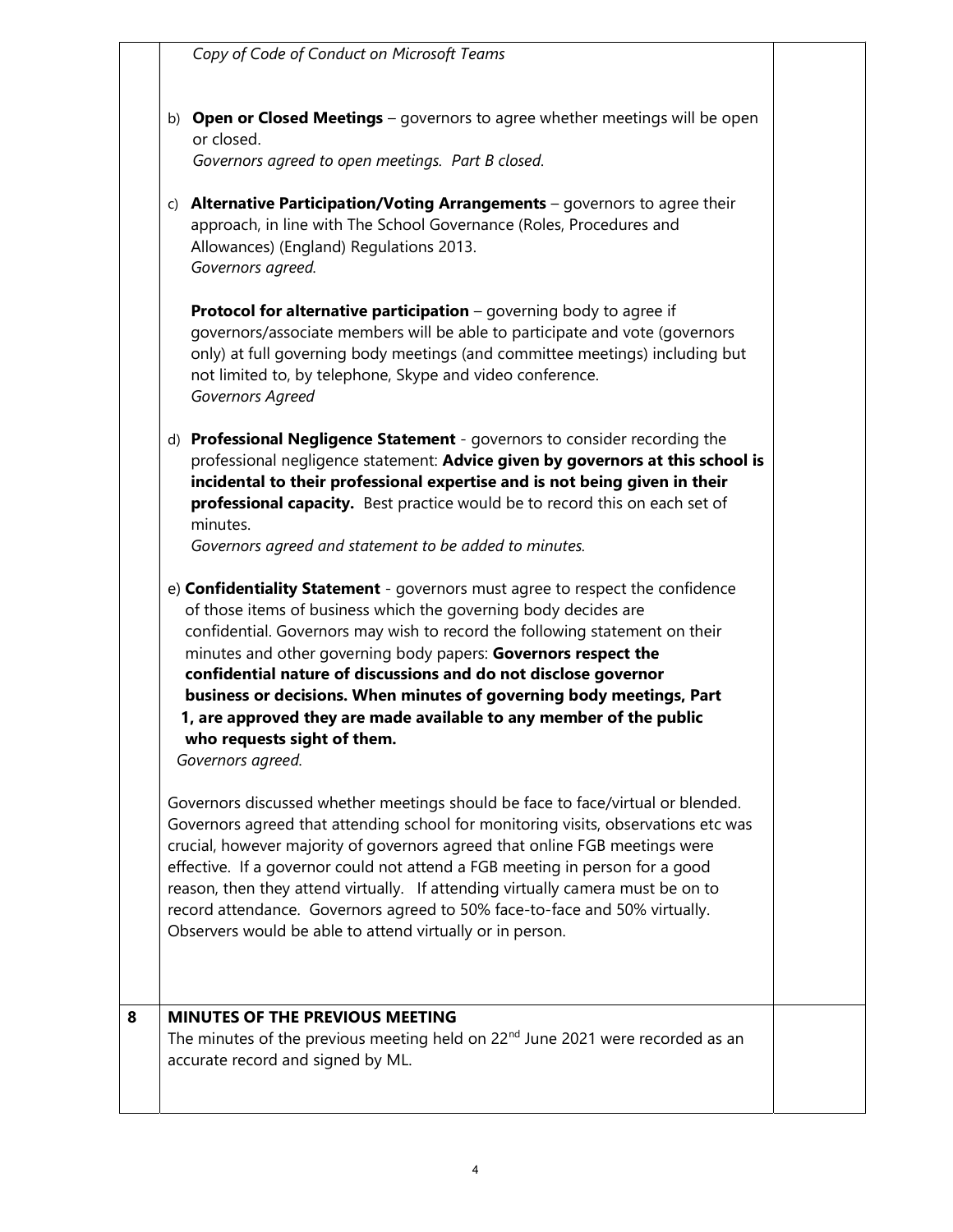| | | |
|---|---|---|
| | *Copy of Code of Conduct on Microsoft Teams*<br><br>b) **Open or Closed Meetings** – governors to agree whether meetings will be open or closed.<br>*Governors agreed to open meetings. Part B closed.*<br><br>c) **Alternative Participation/Voting Arrangements** – governors to agree their approach, in line with The School Governance (Roles, Procedures and Allowances) (England) Regulations 2013.<br>*Governors agreed.*<br><br>**Protocol for alternative participation** – governing body to agree if governors/associate members will be able to participate and vote (governors only) at full governing body meetings (and committee meetings) including but not limited to, by telephone, Skype and video conference.<br>*Governors Agreed*<br><br>d) **Professional Negligence Statement** - governors to consider recording the professional negligence statement: **Advice given by governors at this school is incidental to their professional expertise and is not being given in their professional capacity.** Best practice would be to record this on each set of minutes.<br>*Governors agreed and statement to be added to minutes.*<br><br>e) **Confidentiality Statement** - governors must agree to respect the confidence of those items of business which the governing body decides are confidential. Governors may wish to record the following statement on their minutes and other governing body papers: **Governors respect the confidential nature of discussions and do not disclose governor business or decisions. When minutes of governing body meetings, Part 1, are approved they are made available to any member of the public who requests sight of them.**<br>*Governors agreed.*<br><br>Governors discussed whether meetings should be face to face/virtual or blended. Governors agreed that attending school for monitoring visits, observations etc was crucial, however majority of governors agreed that online FGB meetings were effective. If a governor could not attend a FGB meeting in person for a good reason, then they attend virtually. If attending virtually camera must be on to record attendance. Governors agreed to 50% face-to-face and 50% virtually. Observers would be able to attend virtually or in person. | |
| **8** | **MINUTES OF THE PREVIOUS MEETING**<br>The minutes of the previous meeting held on 22nd June 2021 were recorded as an accurate record and signed by ML. | |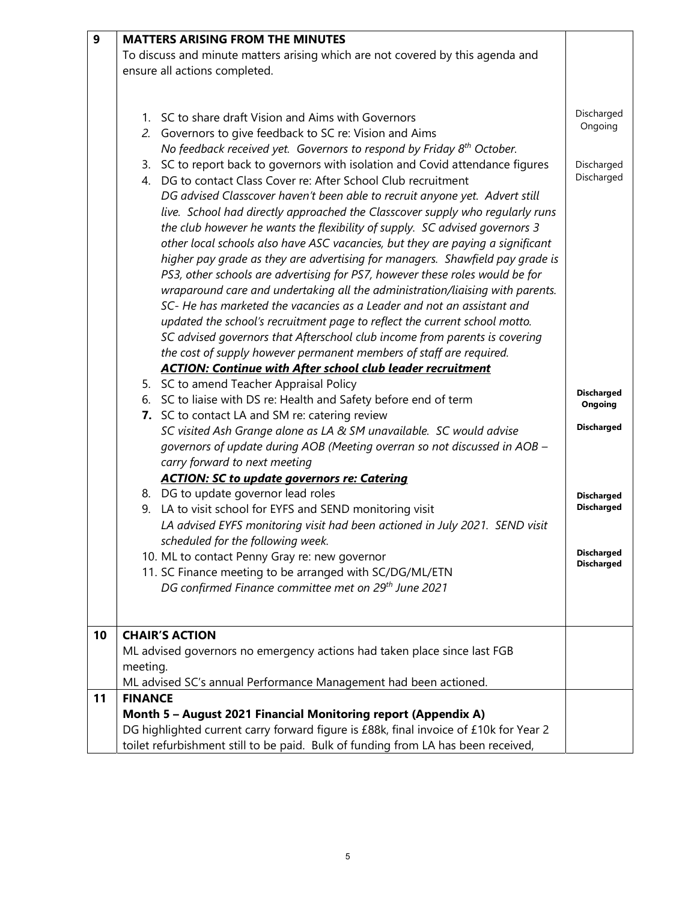| | | |
|---|---|---|
| 9 | **MATTERS ARISING FROM THE MINUTES**<br>To discuss and minute matters arising which are not covered by this agenda and ensure all actions completed.<br><br>1. SC to share draft Vision and Aims with Governors<br>2. Governors to give feedback to SC re: Vision and Aims<br>*No feedback received yet. Governors to respond by Friday 8th October.*<br>3. SC to report back to governors with isolation and Covid attendance figures<br>4. DG to contact Class Cover re: After School Club recruitment<br>*DG advised Classcover haven't been able to recruit anyone yet. Advert still live. School had directly approached the Classcover supply who regularly runs the club however he wants the flexibility of supply. SC advised governors 3 other local schools also have ASC vacancies, but they are paying a significant higher pay grade as they are advertising for managers. Shawfield pay grade is PS3, other schools are advertising for PS7, however these roles would be for wraparound care and undertaking all the administration/liaising with parents. SC- He has marketed the vacancies as a Leader and not an assistant and updated the school's recruitment page to reflect the current school motto. SC advised governors that Afterschool club income from parents is covering the cost of supply however permanent members of staff are required.*<br>***ACTION: Continue with After school club leader recruitment***<br>5. SC to amend Teacher Appraisal Policy<br>6. SC to liaise with DS re: Health and Safety before end of term<br>**7.** SC to contact LA and SM re: catering review<br>*SC visited Ash Grange alone as LA & SM unavailable. SC would advise governors of update during AOB (Meeting overran so not discussed in AOB – carry forward to next meeting*<br>***ACTION: SC to update governors re: Catering***<br>8. DG to update governor lead roles<br>9. LA to visit school for EYFS and SEND monitoring visit<br>*LA advised EYFS monitoring visit had been actioned in July 2021. SEND visit scheduled for the following week.*<br>10. ML to contact Penny Gray re: new governor<br>11. SC Finance meeting to be arranged with SC/DG/ML/ETN<br>*DG confirmed Finance committee met on 29th June 2021* | Discharged<br>Ongoing<br><br>Discharged<br>Discharged<br><br><br><br>**Discharged**<br>**Ongoing**<br>**Discharged**<br><br>**Discharged**<br>**Discharged**<br><br>**Discharged**<br>**Discharged** |
| 10 | **CHAIR'S ACTION**<br>ML advised governors no emergency actions had taken place since last FGB meeting.<br>ML advised SC's annual Performance Management had been actioned. | |
| 11 | **FINANCE**<br>**Month 5 – August 2021 Financial Monitoring report (Appendix A)**<br>DG highlighted current carry forward figure is £88k, final invoice of £10k for Year 2 toilet refurbishment still to be paid. Bulk of funding from LA has been received, | |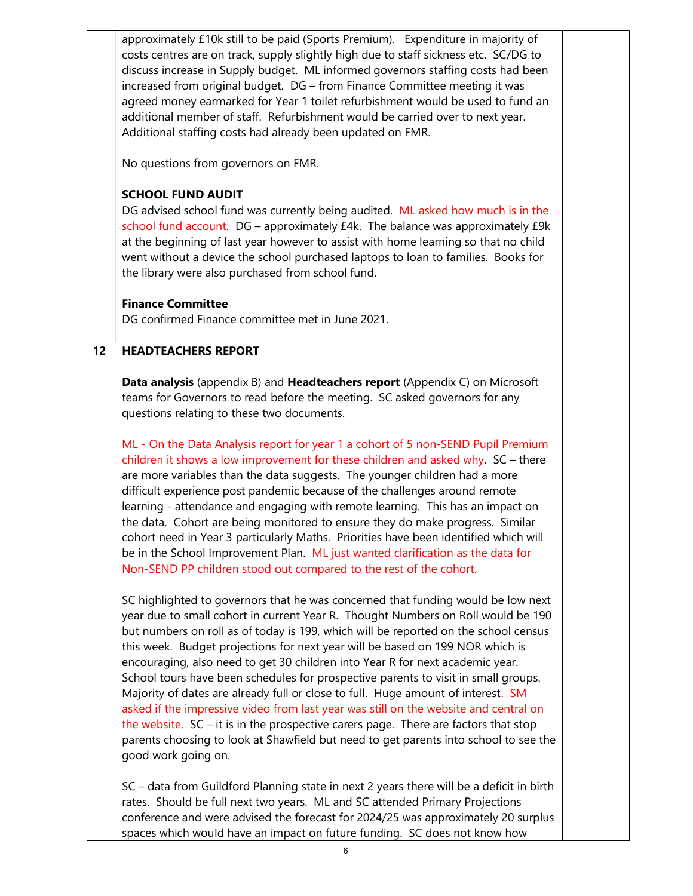| | | |
|---|---|---|
| | approximately £10k still to be paid (Sports Premium). Expenditure in majority of costs centres are on track, supply slightly high due to staff sickness etc. SC/DG to discuss increase in Supply budget. ML informed governors staffing costs had been increased from original budget. DG – from Finance Committee meeting it was agreed money earmarked for Year 1 toilet refurbishment would be used to fund an additional member of staff. Refurbishment would be carried over to next year. Additional staffing costs had already been updated on FMR.<br><br>No questions from governors on FMR.<br><br>**SCHOOL FUND AUDIT**<br>DG advised school fund was currently being audited. ML asked how much is in the school fund account. DG – approximately £4k. The balance was approximately £9k at the beginning of last year however to assist with home learning so that no child went without a device the school purchased laptops to loan to families. Books for the library were also purchased from school fund.<br><br>**Finance Committee**<br>DG confirmed Finance committee met in June 2021. | |
| **12** | **HEADTEACHERS REPORT**<br><br>**Data analysis** (appendix B) and **Headteachers report** (Appendix C) on Microsoft teams for Governors to read before the meeting. SC asked governors for any questions relating to these two documents.<br><br>ML - On the Data Analysis report for year 1 a cohort of 5 non-SEND Pupil Premium children it shows a low improvement for these children and asked why. SC – there are more variables than the data suggests. The younger children had a more difficult experience post pandemic because of the challenges around remote learning - attendance and engaging with remote learning. This has an impact on the data. Cohort are being monitored to ensure they do make progress. Similar cohort need in Year 3 particularly Maths. Priorities have been identified which will be in the School Improvement Plan. ML just wanted clarification as the data for Non-SEND PP children stood out compared to the rest of the cohort.<br><br>SC highlighted to governors that he was concerned that funding would be low next year due to small cohort in current Year R. Thought Numbers on Roll would be 190 but numbers on roll as of today is 199, which will be reported on the school census this week. Budget projections for next year will be based on 199 NOR which is encouraging, also need to get 30 children into Year R for next academic year. School tours have been schedules for prospective parents to visit in small groups. Majority of dates are already full or close to full. Huge amount of interest. SM asked if the impressive video from last year was still on the website and central on the website. SC – it is in the prospective carers page. There are factors that stop parents choosing to look at Shawfield but need to get parents into school to see the good work going on.<br><br>SC – data from Guildford Planning state in next 2 years there will be a deficit in birth rates. Should be full next two years. ML and SC attended Primary Projections conference and were advised the forecast for 2024/25 was approximately 20 surplus spaces which would have an impact on future funding. SC does not know how | |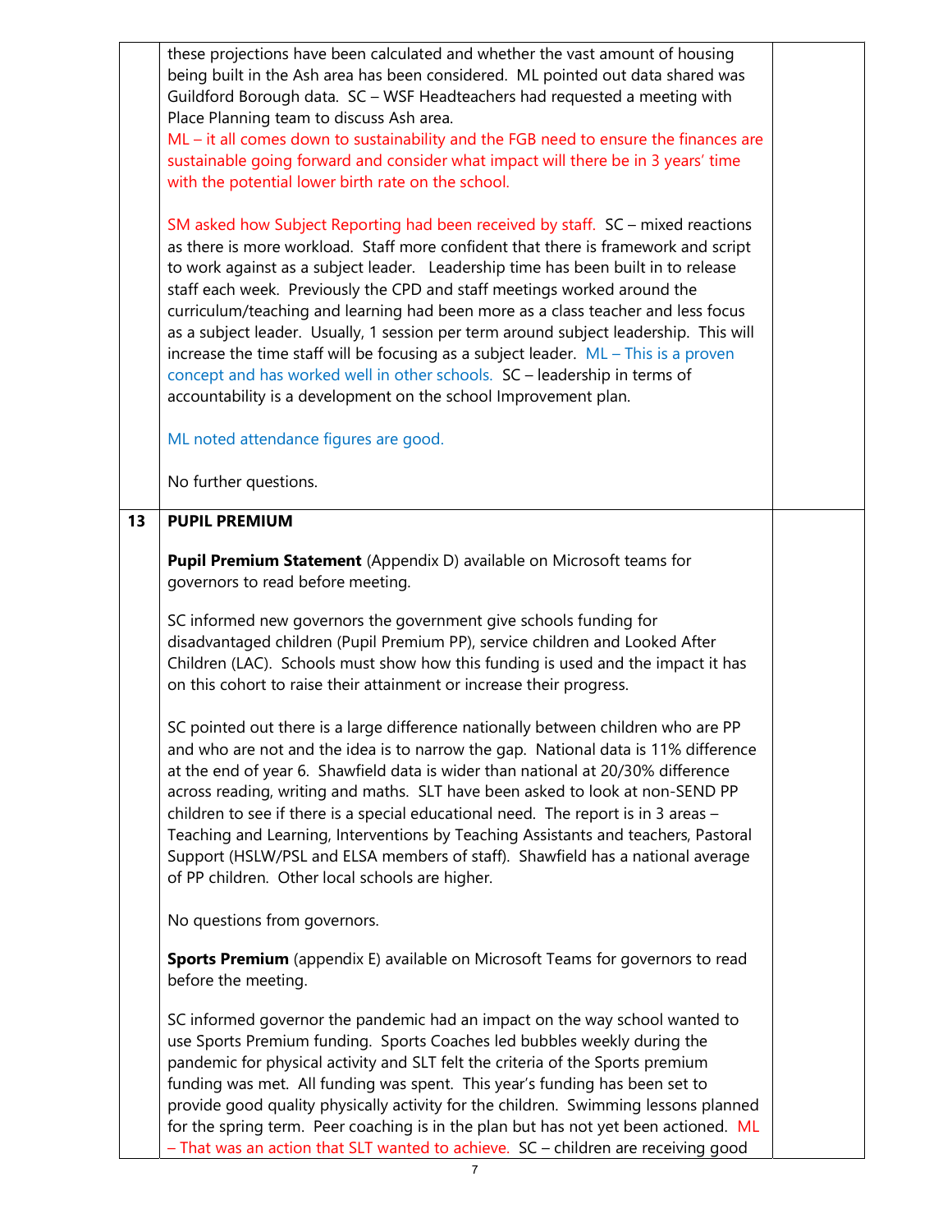| | | |
|---|---|---|
| | these projections have been calculated and whether the vast amount of housing being built in the Ash area has been considered. ML pointed out data shared was Guildford Borough data. SC – WSF Headteachers had requested a meeting with Place Planning team to discuss Ash area.<br>ML – it all comes down to sustainability and the FGB need to ensure the finances are sustainable going forward and consider what impact will there be in 3 years' time with the potential lower birth rate on the school.<br><br>SM asked how Subject Reporting had been received by staff. SC – mixed reactions as there is more workload. Staff more confident that there is framework and script to work against as a subject leader. Leadership time has been built in to release staff each week. Previously the CPD and staff meetings worked around the curriculum/teaching and learning had been more as a class teacher and less focus as a subject leader. Usually, 1 session per term around subject leadership. This will increase the time staff will be focusing as a subject leader. ML – This is a proven concept and has worked well in other schools. SC – leadership in terms of accountability is a development on the school Improvement plan.<br><br>ML noted attendance figures are good.<br><br>No further questions. | |
| 13 | **PUPIL PREMIUM**<br><br>**Pupil Premium Statement** (Appendix D) available on Microsoft teams for governors to read before meeting.<br><br>SC informed new governors the government give schools funding for disadvantaged children (Pupil Premium PP), service children and Looked After Children (LAC). Schools must show how this funding is used and the impact it has on this cohort to raise their attainment or increase their progress.<br><br>SC pointed out there is a large difference nationally between children who are PP and who are not and the idea is to narrow the gap. National data is 11% difference at the end of year 6. Shawfield data is wider than national at 20/30% difference across reading, writing and maths. SLT have been asked to look at non-SEND PP children to see if there is a special educational need. The report is in 3 areas – Teaching and Learning, Interventions by Teaching Assistants and teachers, Pastoral Support (HSLW/PSL and ELSA members of staff). Shawfield has a national average of PP children. Other local schools are higher.<br><br>No questions from governors.<br><br>**Sports Premium** (appendix E) available on Microsoft Teams for governors to read before the meeting.<br><br>SC informed governor the pandemic had an impact on the way school wanted to use Sports Premium funding. Sports Coaches led bubbles weekly during the pandemic for physical activity and SLT felt the criteria of the Sports premium funding was met. All funding was spent. This year's funding has been set to provide good quality physically activity for the children. Swimming lessons planned for the spring term. Peer coaching is in the plan but has not yet been actioned. ML – That was an action that SLT wanted to achieve. SC – children are receiving good | |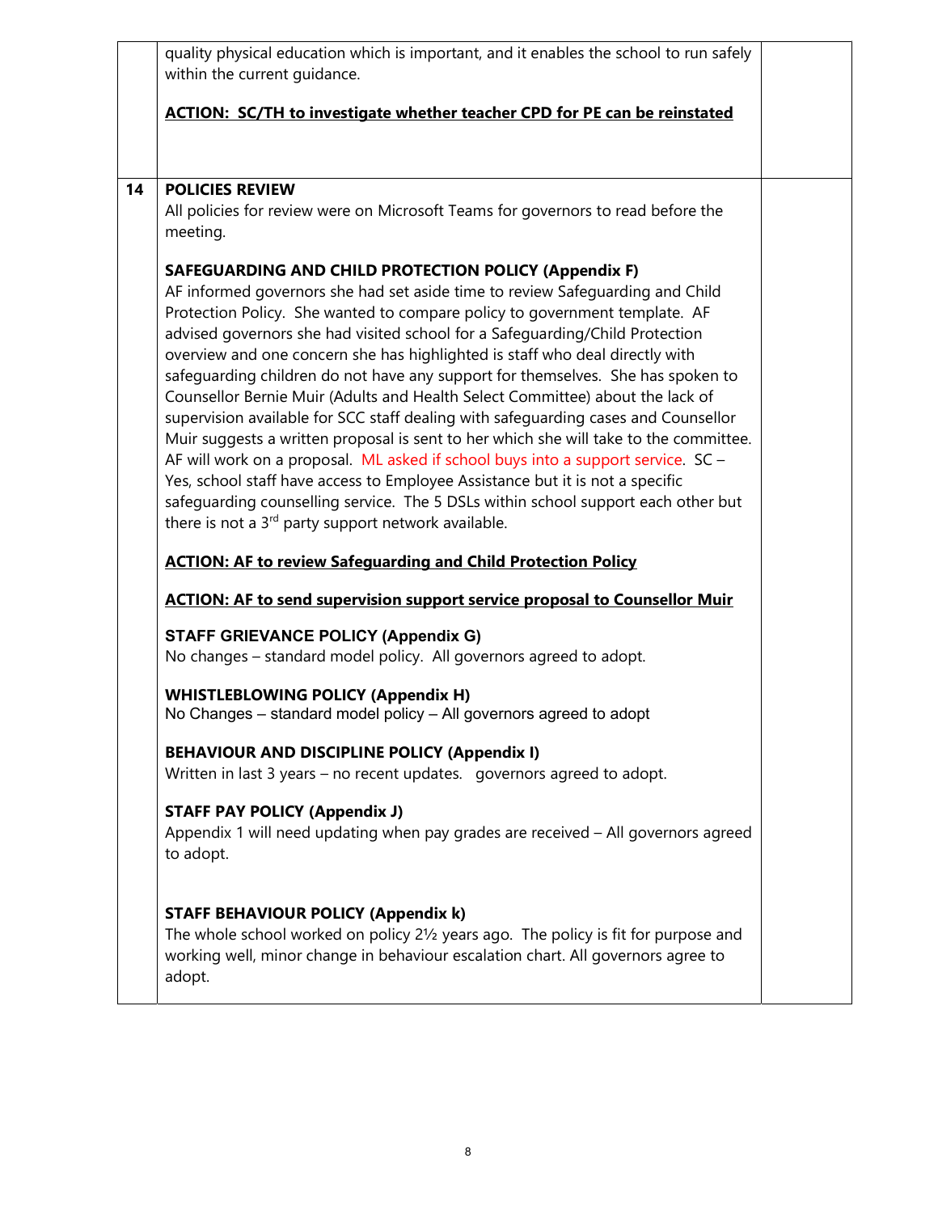| | | |
|---|---|---|
| | quality physical education which is important, and it enables the school to run safely within the current guidance.<br><br>**ACTION: SC/TH to investigate whether teacher CPD for PE can be reinstated** | |
| **14** | **POLICIES REVIEW**<br>All policies for review were on Microsoft Teams for governors to read before the meeting.<br><br>**SAFEGUARDING AND CHILD PROTECTION POLICY (Appendix F)**<br>AF informed governors she had set aside time to review Safeguarding and Child Protection Policy. She wanted to compare policy to government template. AF advised governors she had visited school for a Safeguarding/Child Protection overview and one concern she has highlighted is staff who deal directly with safeguarding children do not have any support for themselves. She has spoken to Counsellor Bernie Muir (Adults and Health Select Committee) about the lack of supervision available for SCC staff dealing with safeguarding cases and Counsellor Muir suggests a written proposal is sent to her which she will take to the committee. AF will work on a proposal. ML asked if school buys into a support service. SC – Yes, school staff have access to Employee Assistance but it is not a specific safeguarding counselling service. The 5 DSLs within school support each other but there is not a 3rd party support network available.<br><br>**ACTION: AF to review Safeguarding and Child Protection Policy**<br><br>**ACTION: AF to send supervision support service proposal to Counsellor Muir**<br><br>**STAFF GRIEVANCE POLICY (Appendix G)**<br>No changes – standard model policy. All governors agreed to adopt.<br><br>**WHISTLEBLOWING POLICY (Appendix H)**<br>No Changes – standard model policy – All governors agreed to adopt<br><br>**BEHAVIOUR AND DISCIPLINE POLICY (Appendix I)**<br>Written in last 3 years – no recent updates. governors agreed to adopt.<br><br>**STAFF PAY POLICY (Appendix J)**<br>Appendix 1 will need updating when pay grades are received – All governors agreed to adopt.<br><br>**STAFF BEHAVIOUR POLICY (Appendix k)**<br>The whole school worked on policy 2½ years ago. The policy is fit for purpose and working well, minor change in behaviour escalation chart. All governors agree to adopt. | |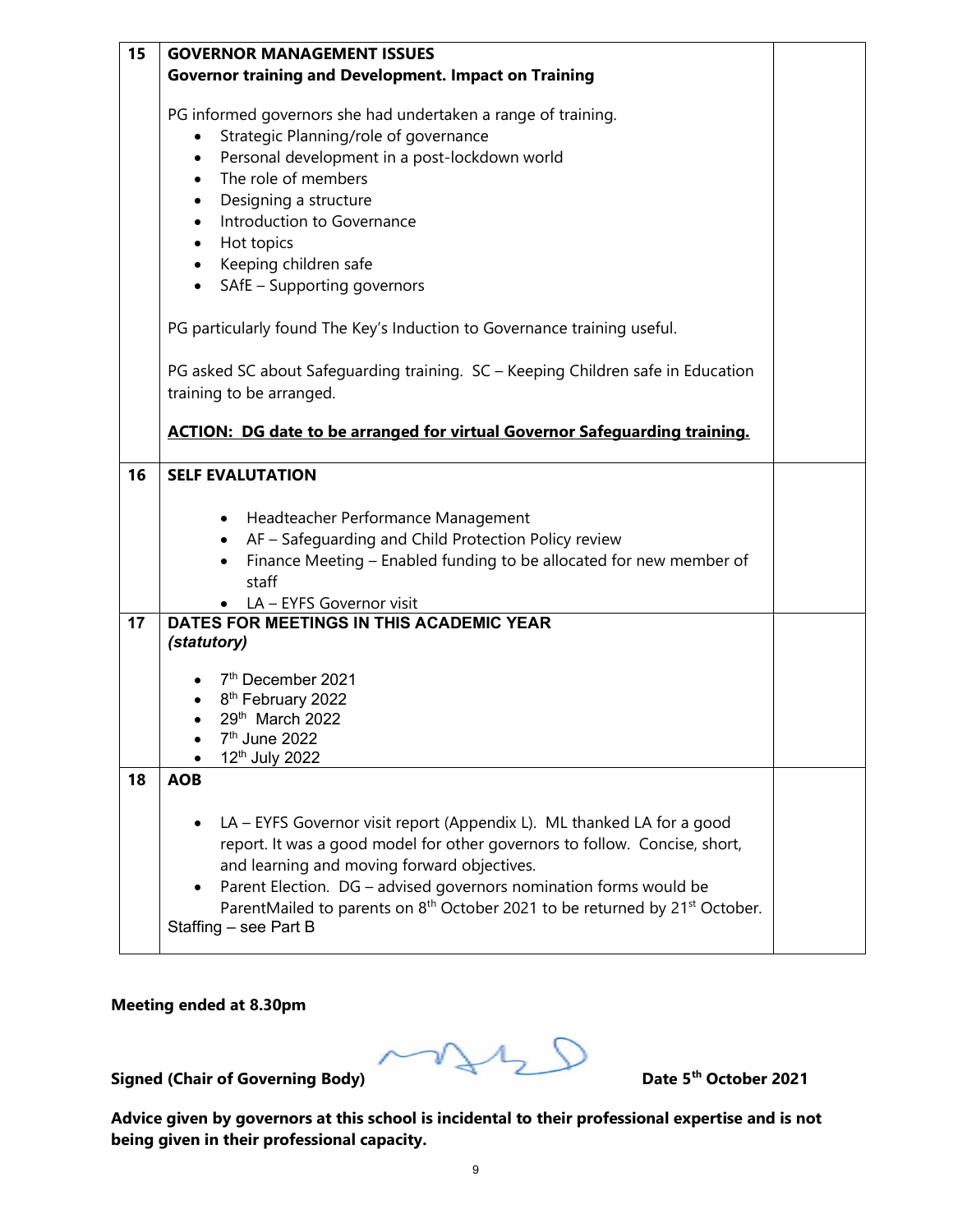| | | |
|---|---|---|
| 15 | **GOVERNOR MANAGEMENT ISSUES**<br>**Governor training and Development. Impact on Training**<br><br>PG informed governors she had undertaken a range of training.<br>• Strategic Planning/role of governance<br>• Personal development in a post-lockdown world<br>• The role of members<br>• Designing a structure<br>• Introduction to Governance<br>• Hot topics<br>• Keeping children safe<br>• SAfE – Supporting governors<br><br>PG particularly found The Key's Induction to Governance training useful.<br><br>PG asked SC about Safeguarding training. SC – Keeping Children safe in Education training to be arranged.<br><br>**ACTION: DG date to be arranged for virtual Governor Safeguarding training.** | |
| 16 | **SELF EVALUTATION**<br><br>• Headteacher Performance Management<br>• AF – Safeguarding and Child Protection Policy review<br>• Finance Meeting – Enabled funding to be allocated for new member of staff<br>• LA – EYFS Governor visit | |
| 17 | **DATES FOR MEETINGS IN THIS ACADEMIC YEAR**<br>***(statutory)***<br><br>• 7th December 2021<br>• 8th February 2022<br>• 29th March 2022<br>• 7th June 2022<br>• 12th July 2022 | |
| 18 | **AOB**<br><br>• LA – EYFS Governor visit report (Appendix L). ML thanked LA for a good report. It was a good model for other governors to follow. Concise, short, and learning and moving forward objectives.<br>• Parent Election. DG – advised governors nomination forms would be ParentMailed to parents on 8th October 2021 to be returned by 21st October.<br><br>Staffing – see Part B | |

**Meeting ended at 8.30pm**

**Signed (Chair of Governing Body)** **Date 5th October 2021**

**Advice given by governors at this school is incidental to their professional expertise and is not being given in their professional capacity.**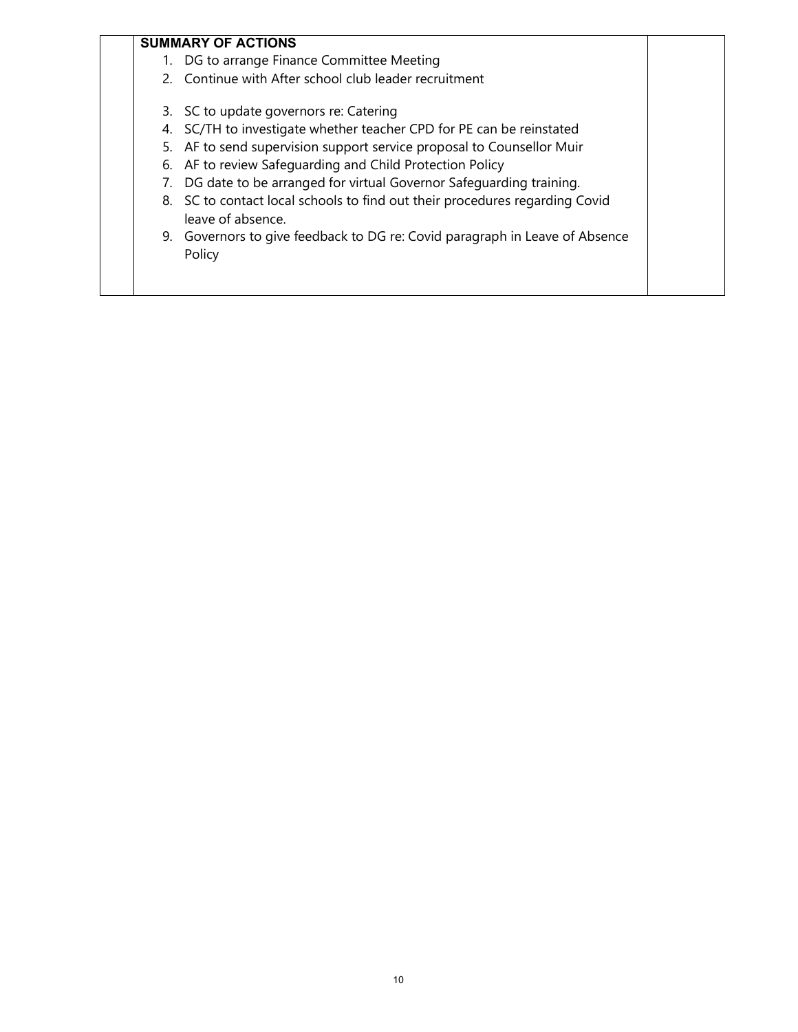| | | |
|---|---|---|
| | **SUMMARY OF ACTIONS**<br>1. DG to arrange Finance Committee Meeting<br>2. Continue with After school club leader recruitment<br>3. SC to update governors re: Catering<br>4. SC/TH to investigate whether teacher CPD for PE can be reinstated<br>5. AF to send supervision support service proposal to Counsellor Muir<br>6. AF to review Safeguarding and Child Protection Policy<br>7. DG date to be arranged for virtual Governor Safeguarding training.<br>8. SC to contact local schools to find out their procedures regarding Covid leave of absence.<br>9. Governors to give feedback to DG re: Covid paragraph in Leave of Absence Policy | |